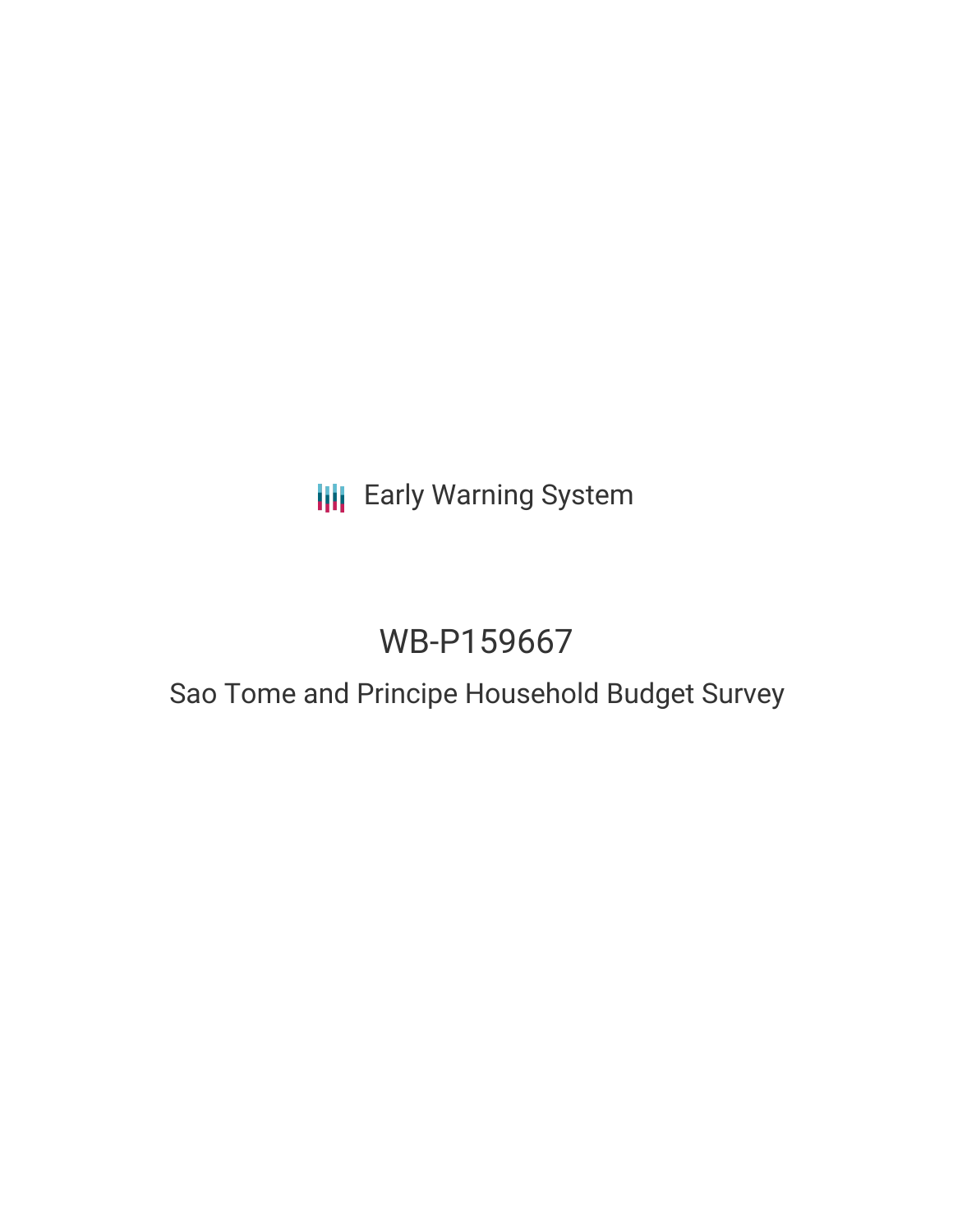Early Warning System

# WB-P159667

## Sao Tome and Principe Household Budget Survey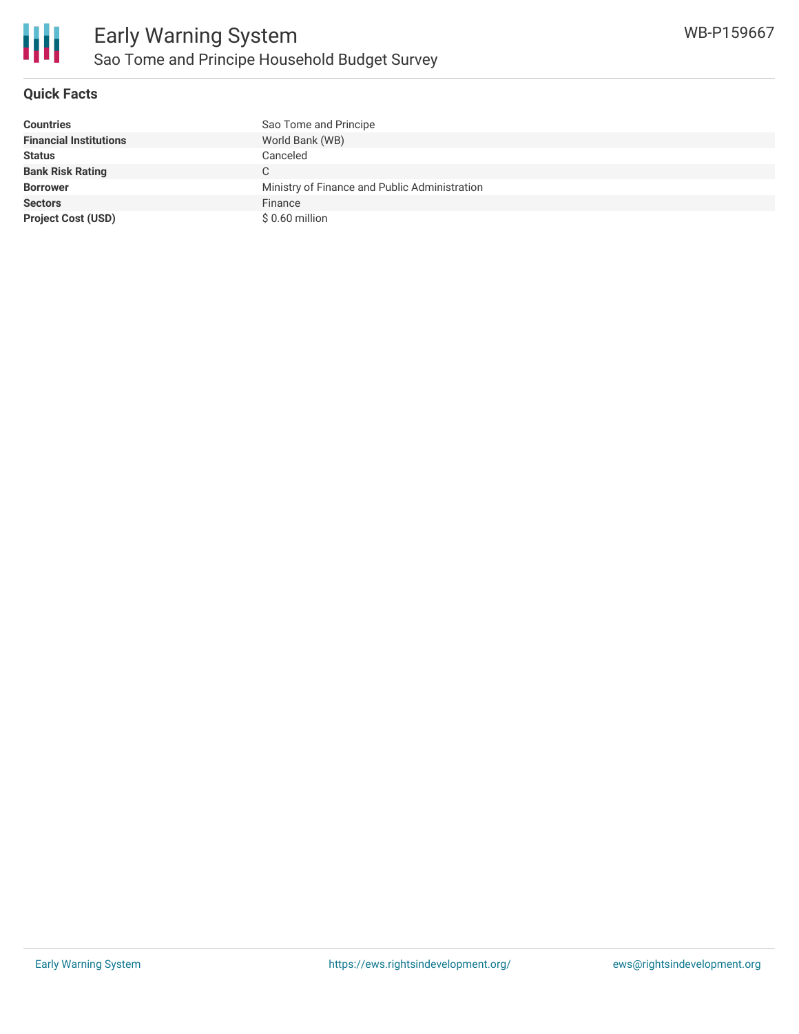# Early Warning System

## Sao Tome and Principe Household Budget Survey

WB-P159667

### Quick Facts

| | |
|---|---|
| **Countries** | Sao Tome and Principe |
| **Financial Institutions** | World Bank (WB) |
| **Status** | Canceled |
| **Bank Risk Rating** | C |
| **Borrower** | Ministry of Finance and Public Administration |
| **Sectors** | Finance |
| **Project Cost (USD)** | $ 0.60 million |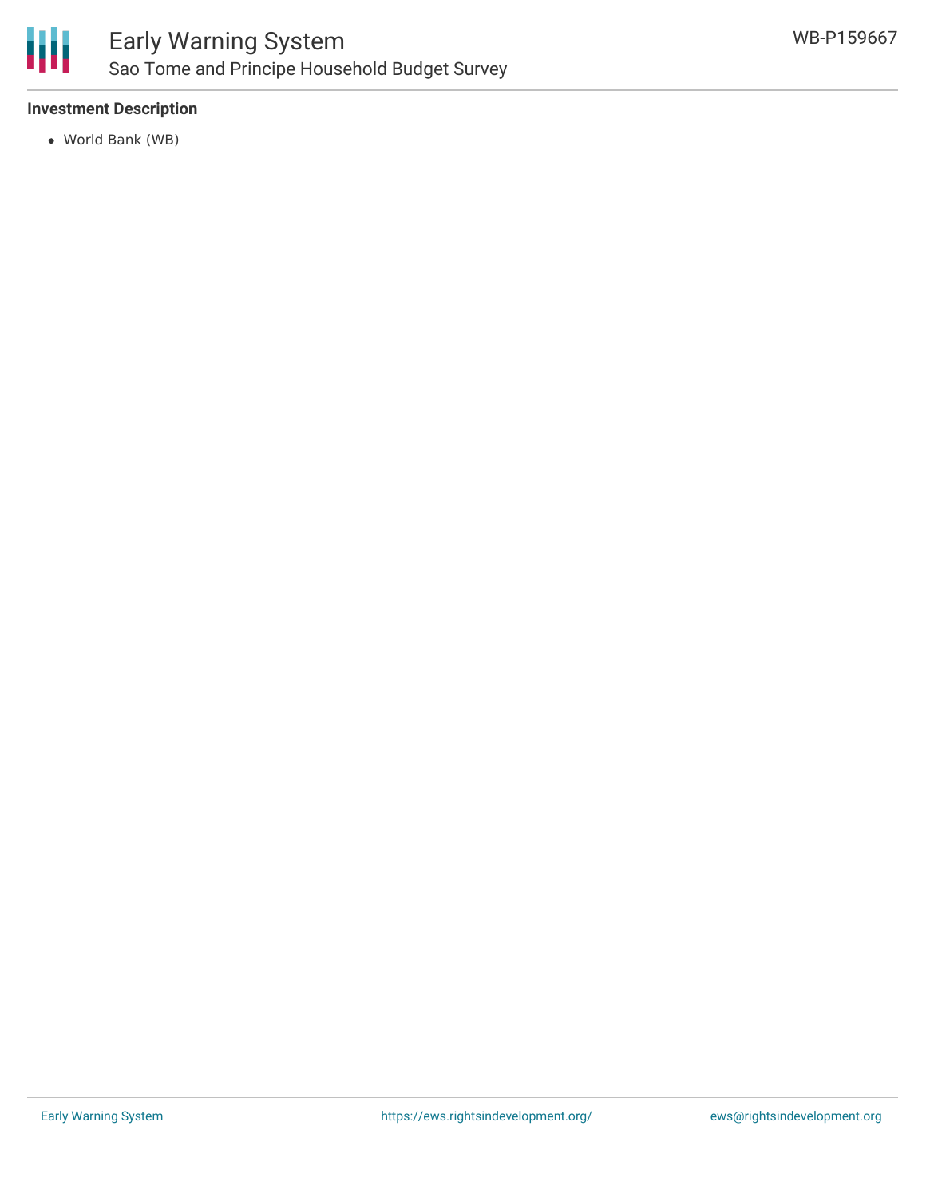**Investment Description**

- World Bank (WB)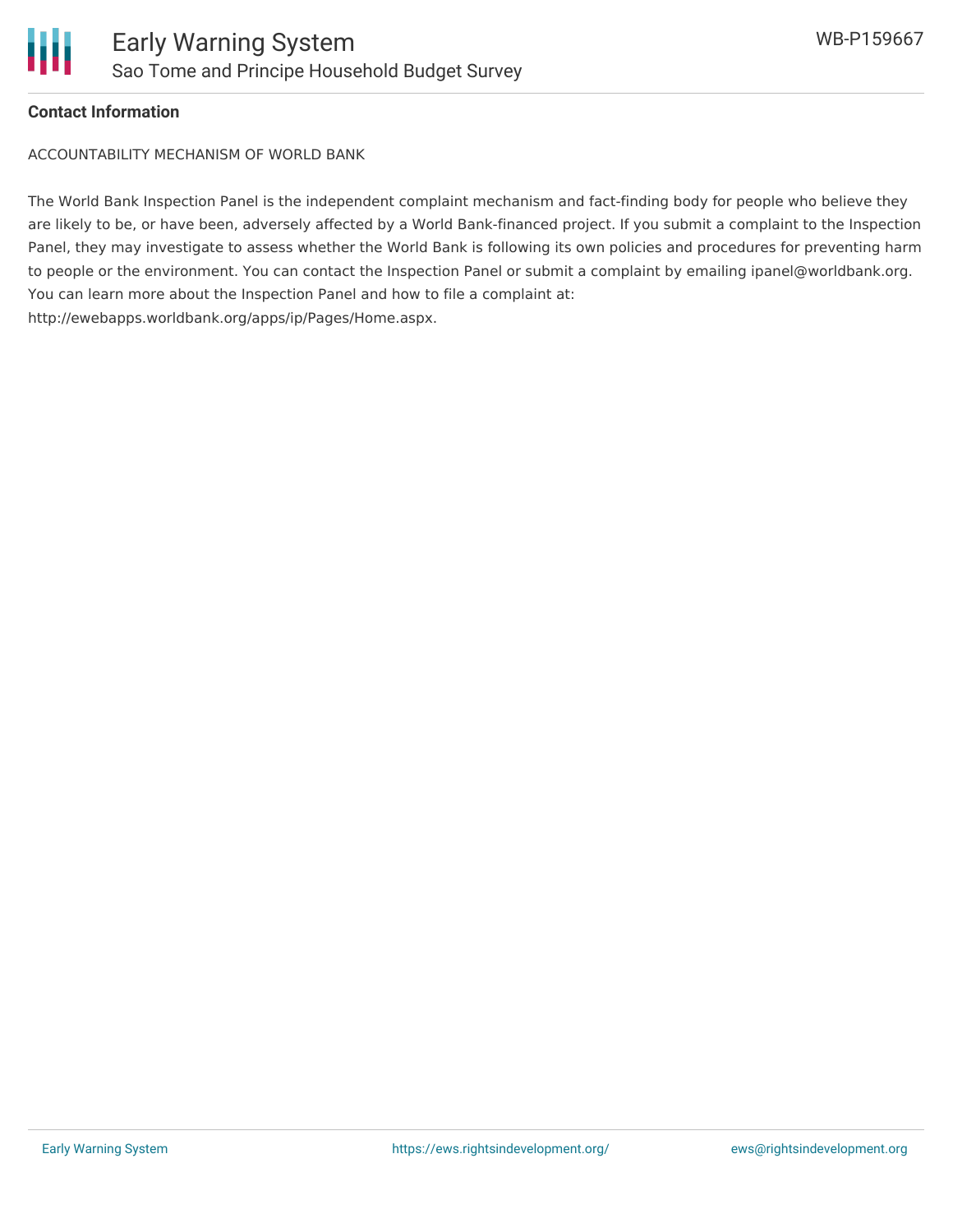**Contact Information**

ACCOUNTABILITY MECHANISM OF WORLD BANK

The World Bank Inspection Panel is the independent complaint mechanism and fact-finding body for people who believe they are likely to be, or have been, adversely affected by a World Bank-financed project. If you submit a complaint to the Inspection Panel, they may investigate to assess whether the World Bank is following its own policies and procedures for preventing harm to people or the environment. You can contact the Inspection Panel or submit a complaint by emailing ipanel@worldbank.org. You can learn more about the Inspection Panel and how to file a complaint at: http://ewebapps.worldbank.org/apps/ip/Pages/Home.aspx.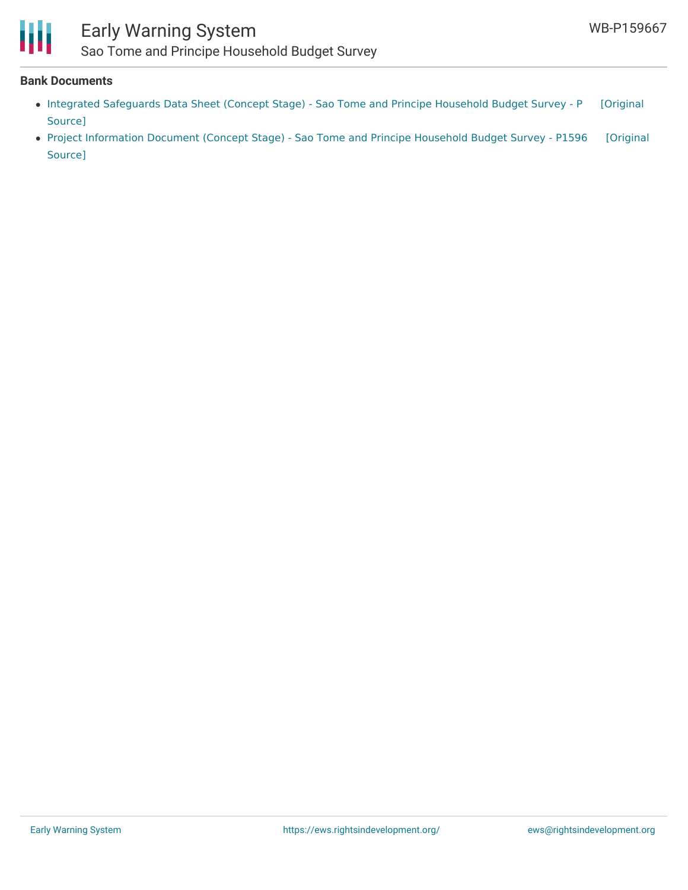**Bank Documents**

- Integrated Safeguards Data Sheet (Concept Stage) - Sao Tome and Principe Household Budget Survey - P [Original Source]
- Project Information Document (Concept Stage) - Sao Tome and Principe Household Budget Survey - P1596 [Original Source]